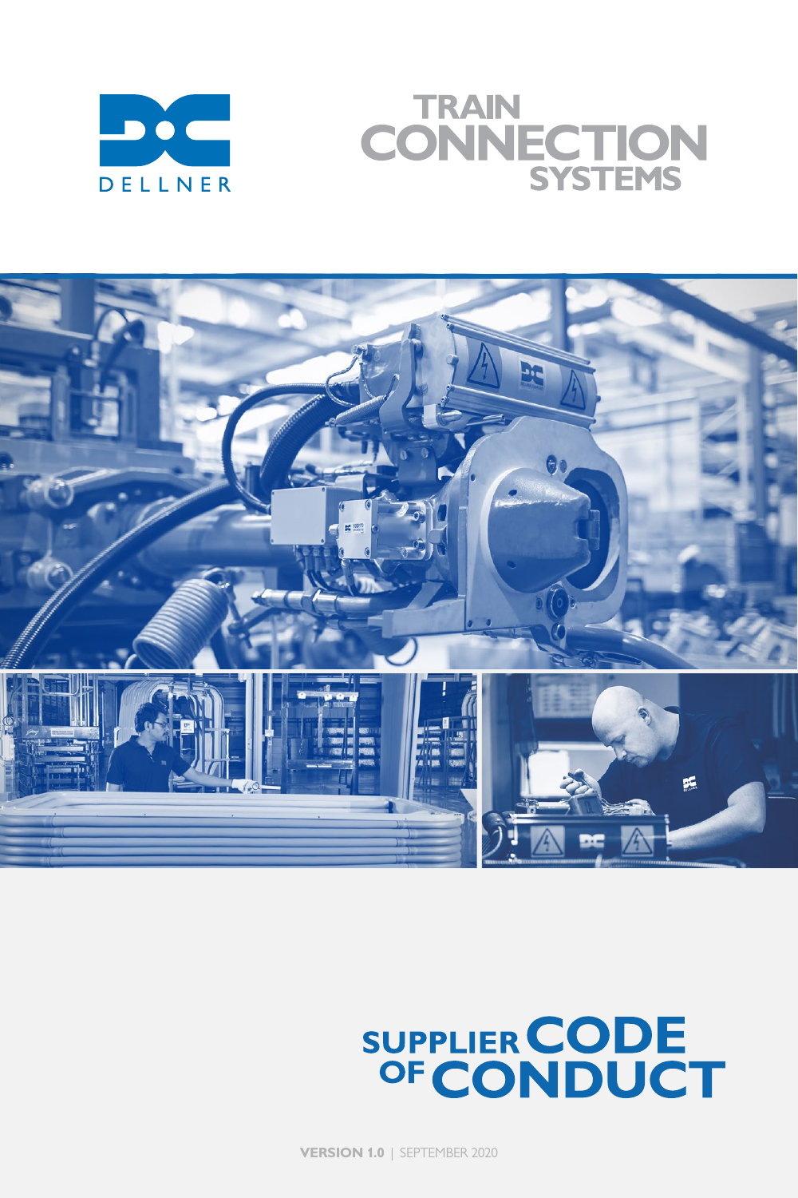DELLNER

# TRAIN CONNECTION SYSTEMS

# SUPPLIER CODE OF CONDUCT

**VERSION 1.0** | SEPTEMBER 2020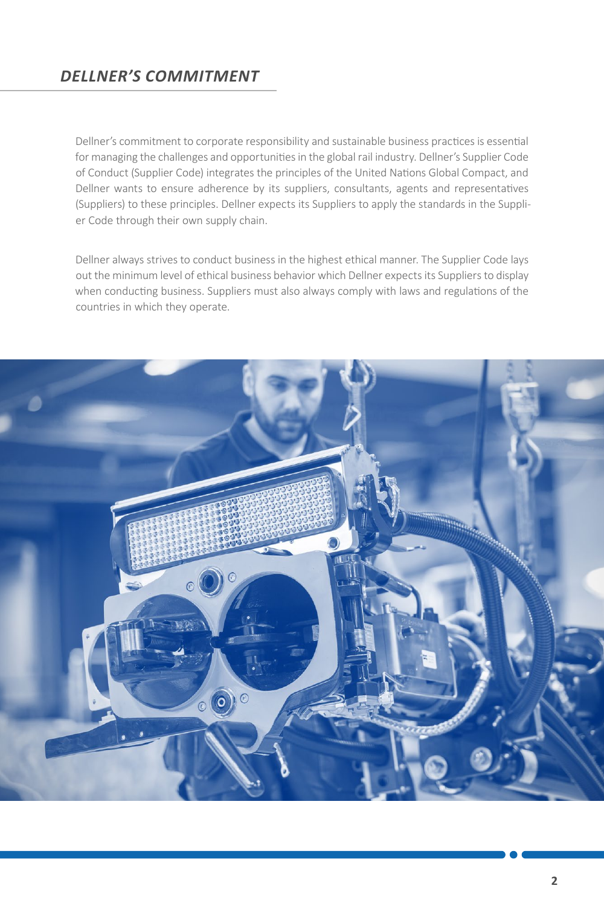## *DELLNER'S COMMITMENT*

Dellner's commitment to corporate responsibility and sustainable business practices is essential for managing the challenges and opportunities in the global rail industry. Dellner's Supplier Code of Conduct (Supplier Code) integrates the principles of the United Nations Global Compact, and Dellner wants to ensure adherence by its suppliers, consultants, agents and representatives (Suppliers) to these principles. Dellner expects its Suppliers to apply the standards in the Supplier Code through their own supply chain.

Dellner always strives to conduct business in the highest ethical manner. The Supplier Code lays out the minimum level of ethical business behavior which Dellner expects its Suppliers to display when conducting business. Suppliers must also always comply with laws and regulations of the countries in which they operate.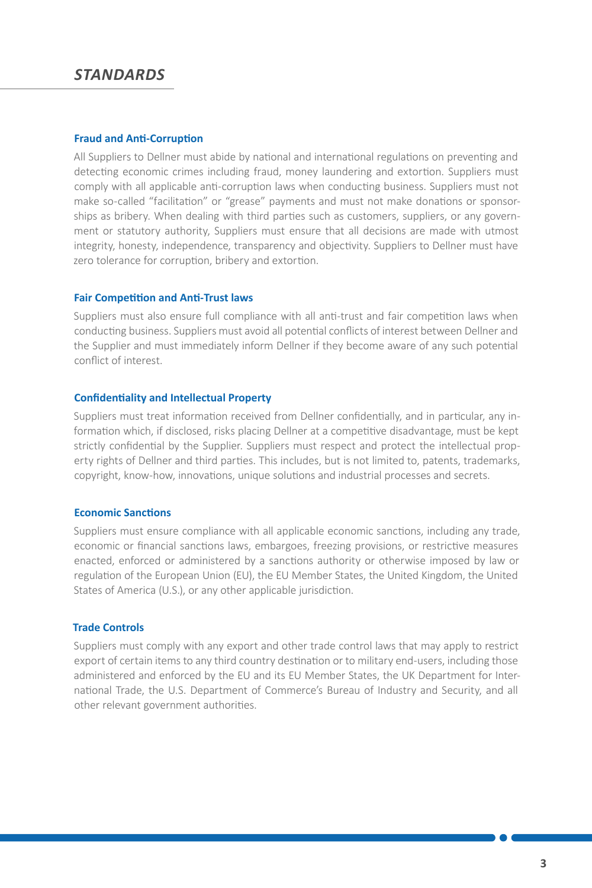# *STANDARDS*

### Fraud and Anti-Corruption

All Suppliers to Dellner must abide by national and international regulations on preventing and detecting economic crimes including fraud, money laundering and extortion. Suppliers must comply with all applicable anti-corruption laws when conducting business. Suppliers must not make so-called "facilitation" or "grease" payments and must not make donations or sponsorships as bribery. When dealing with third parties such as customers, suppliers, or any government or statutory authority, Suppliers must ensure that all decisions are made with utmost integrity, honesty, independence, transparency and objectivity. Suppliers to Dellner must have zero tolerance for corruption, bribery and extortion.

### Fair Competition and Anti-Trust laws

Suppliers must also ensure full compliance with all anti-trust and fair competition laws when conducting business. Suppliers must avoid all potential conflicts of interest between Dellner and the Supplier and must immediately inform Dellner if they become aware of any such potential conflict of interest.

### Confidentiality and Intellectual Property

Suppliers must treat information received from Dellner confidentially, and in particular, any information which, if disclosed, risks placing Dellner at a competitive disadvantage, must be kept strictly confidential by the Supplier. Suppliers must respect and protect the intellectual property rights of Dellner and third parties. This includes, but is not limited to, patents, trademarks, copyright, know-how, innovations, unique solutions and industrial processes and secrets.

### Economic Sanctions

Suppliers must ensure compliance with all applicable economic sanctions, including any trade, economic or financial sanctions laws, embargoes, freezing provisions, or restrictive measures enacted, enforced or administered by a sanctions authority or otherwise imposed by law or regulation of the European Union (EU), the EU Member States, the United Kingdom, the United States of America (U.S.), or any other applicable jurisdiction.

### Trade Controls

Suppliers must comply with any export and other trade control laws that may apply to restrict export of certain items to any third country destination or to military end-users, including those administered and enforced by the EU and its EU Member States, the UK Department for International Trade, the U.S. Department of Commerce's Bureau of Industry and Security, and all other relevant government authorities.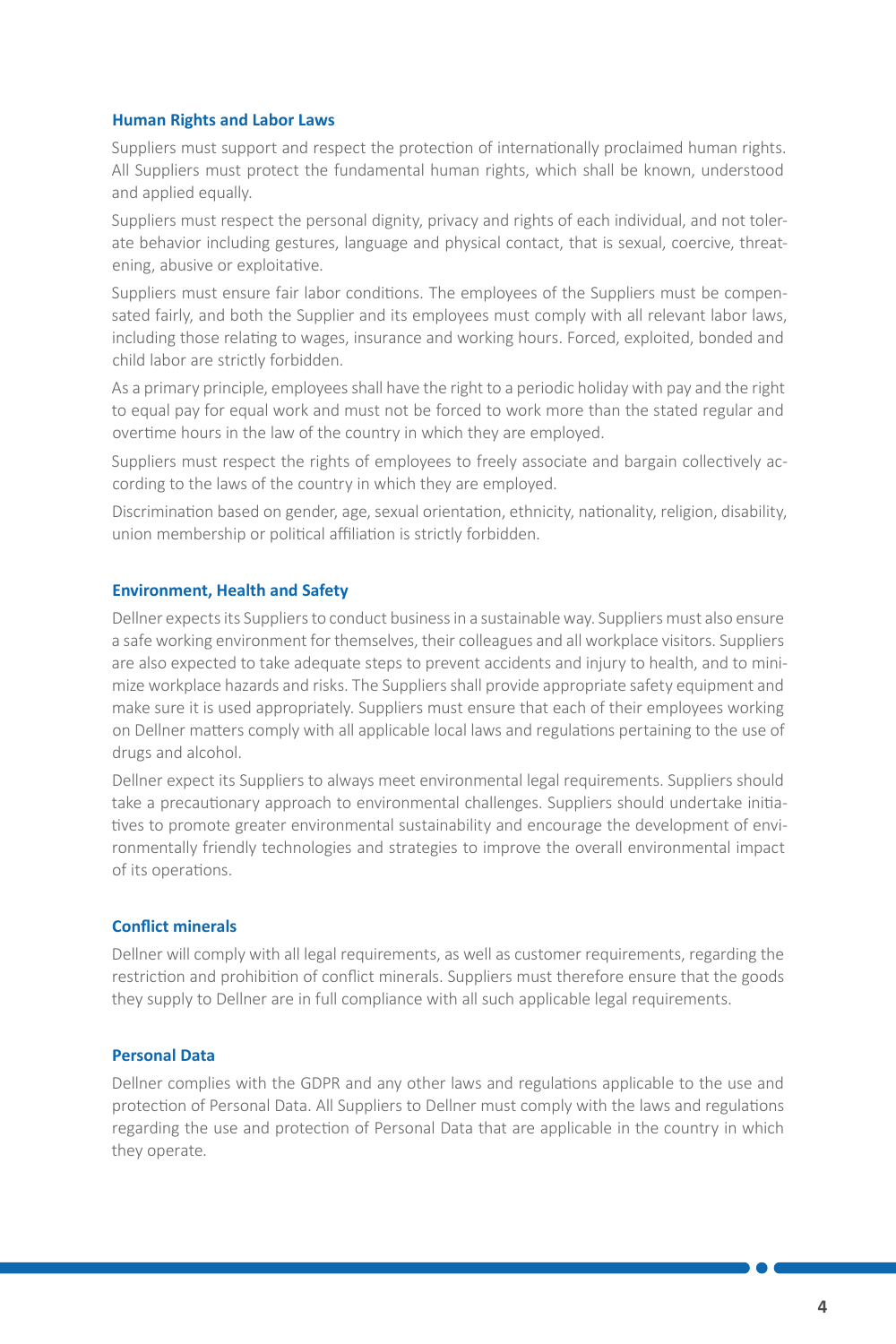### Human Rights and Labor Laws

Suppliers must support and respect the protection of internationally proclaimed human rights. All Suppliers must protect the fundamental human rights, which shall be known, understood and applied equally.

Suppliers must respect the personal dignity, privacy and rights of each individual, and not tolerate behavior including gestures, language and physical contact, that is sexual, coercive, threatening, abusive or exploitative.

Suppliers must ensure fair labor conditions. The employees of the Suppliers must be compensated fairly, and both the Supplier and its employees must comply with all relevant labor laws, including those relating to wages, insurance and working hours. Forced, exploited, bonded and child labor are strictly forbidden.

As a primary principle, employees shall have the right to a periodic holiday with pay and the right to equal pay for equal work and must not be forced to work more than the stated regular and overtime hours in the law of the country in which they are employed.

Suppliers must respect the rights of employees to freely associate and bargain collectively according to the laws of the country in which they are employed.

Discrimination based on gender, age, sexual orientation, ethnicity, nationality, religion, disability, union membership or political affiliation is strictly forbidden.

### Environment, Health and Safety

Dellner expects its Suppliers to conduct business in a sustainable way. Suppliers must also ensure a safe working environment for themselves, their colleagues and all workplace visitors. Suppliers are also expected to take adequate steps to prevent accidents and injury to health, and to minimize workplace hazards and risks. The Suppliers shall provide appropriate safety equipment and make sure it is used appropriately. Suppliers must ensure that each of their employees working on Dellner matters comply with all applicable local laws and regulations pertaining to the use of drugs and alcohol.

Dellner expect its Suppliers to always meet environmental legal requirements. Suppliers should take a precautionary approach to environmental challenges. Suppliers should undertake initiatives to promote greater environmental sustainability and encourage the development of environmentally friendly technologies and strategies to improve the overall environmental impact of its operations.

### Conflict minerals

Dellner will comply with all legal requirements, as well as customer requirements, regarding the restriction and prohibition of conflict minerals. Suppliers must therefore ensure that the goods they supply to Dellner are in full compliance with all such applicable legal requirements.

### Personal Data

Dellner complies with the GDPR and any other laws and regulations applicable to the use and protection of Personal Data. All Suppliers to Dellner must comply with the laws and regulations regarding the use and protection of Personal Data that are applicable in the country in which they operate.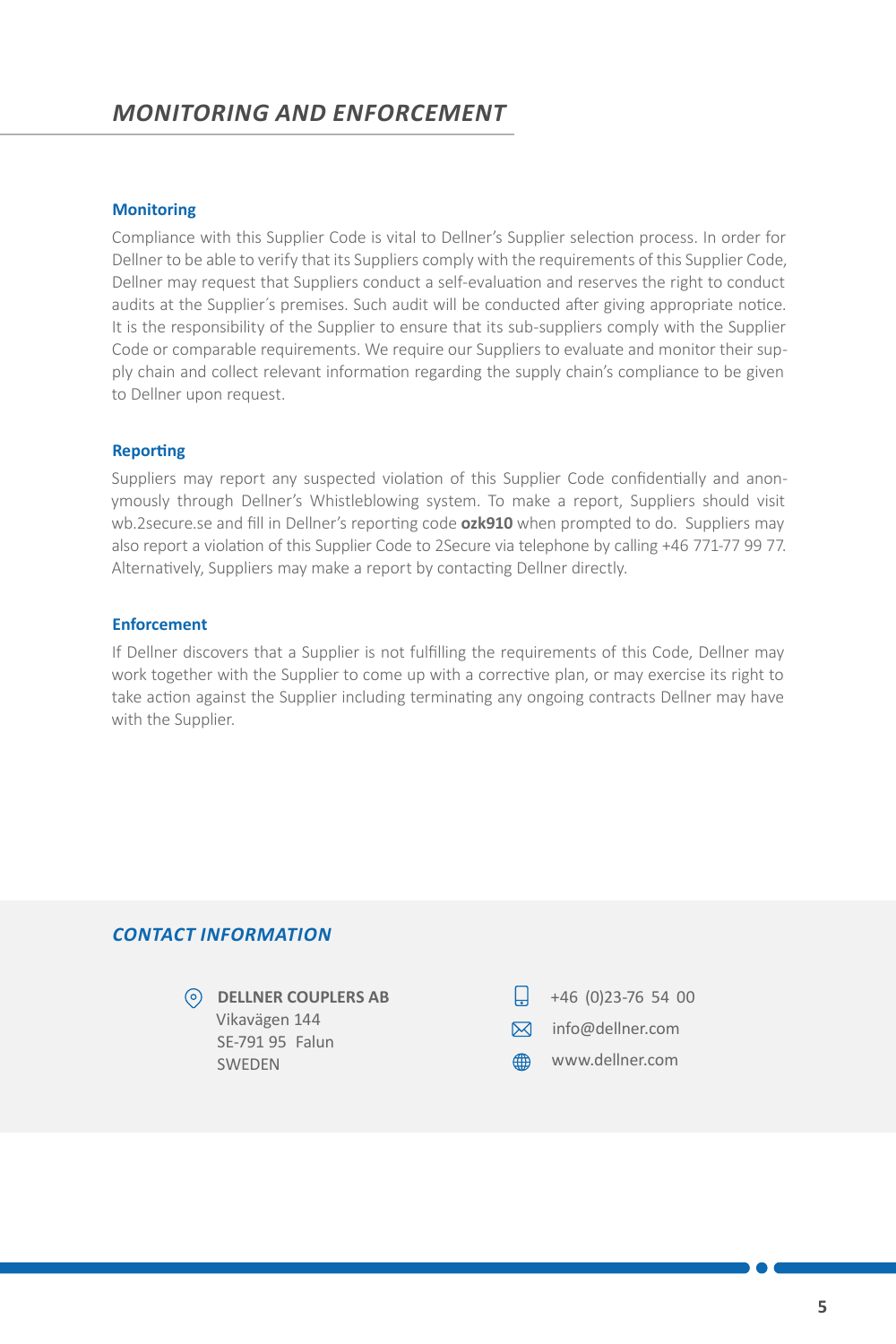## *MONITORING AND ENFORCEMENT*

### Monitoring

Compliance with this Supplier Code is vital to Dellner's Supplier selection process. In order for Dellner to be able to verify that its Suppliers comply with the requirements of this Supplier Code, Dellner may request that Suppliers conduct a self-evaluation and reserves the right to conduct audits at the Supplier´s premises. Such audit will be conducted after giving appropriate notice. It is the responsibility of the Supplier to ensure that its sub-suppliers comply with the Supplier Code or comparable requirements. We require our Suppliers to evaluate and monitor their supply chain and collect relevant information regarding the supply chain's compliance to be given to Dellner upon request.

### Reporting

Suppliers may report any suspected violation of this Supplier Code confidentially and anonymously through Dellner's Whistleblowing system. To make a report, Suppliers should visit wb.2secure.se and fill in Dellner's reporting code **ozk910** when prompted to do. Suppliers may also report a violation of this Supplier Code to 2Secure via telephone by calling +46 771-77 99 77. Alternatively, Suppliers may make a report by contacting Dellner directly.

### Enforcement

If Dellner discovers that a Supplier is not fulfilling the requirements of this Code, Dellner may work together with the Supplier to come up with a corrective plan, or may exercise its right to take action against the Supplier including terminating any ongoing contracts Dellner may have with the Supplier.

## *CONTACT INFORMATION*

**DELLNER COUPLERS AB**
Vikavägen 144
SE-791 95 Falun
SWEDEN

+46 (0)23-76 54 00
info@dellner.com
www.dellner.com